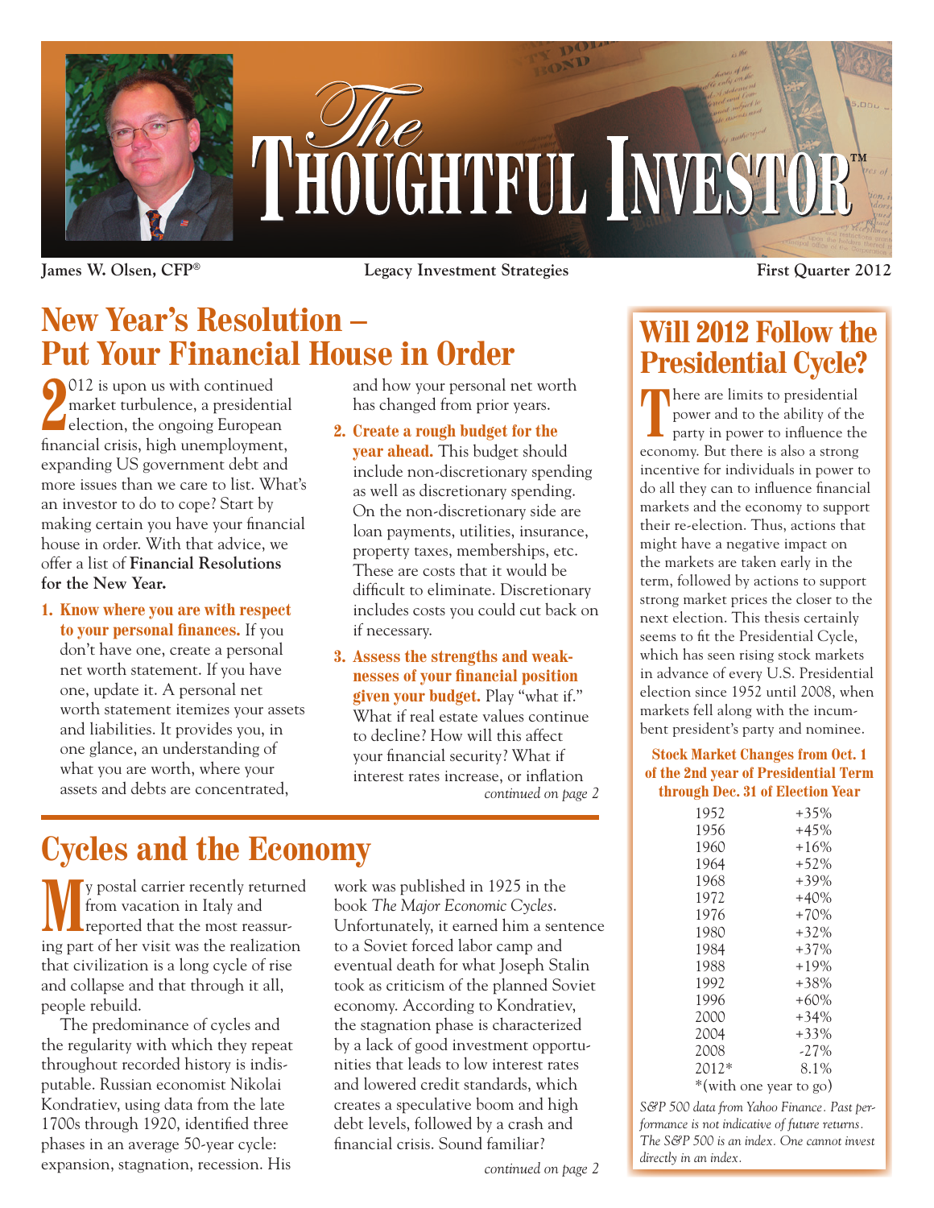# The Thoughtful Investor™

**James W. Olsen, CFP®** | **Legacy Investment Strategies** | **First Quarter 2012**

## New Year's Resolution – Put Your Financial House in Order

2012 is upon us with continued market turbulence, a presidential election, the ongoing European financial crisis, high unemployment, expanding US government debt and more issues than we care to list. What's an investor to do to cope? Start by making certain you have your financial house in order. With that advice, we offer a list of **Financial Resolutions for the New Year.**

1. **Know where you are with respect to your personal finances.** If you don't have one, create a personal net worth statement. If you have one, update it. A personal net worth statement itemizes your assets and liabilities. It provides you, in one glance, an understanding of what you are worth, where your assets and debts are concentrated, and how your personal net worth has changed from prior years.
2. **Create a rough budget for the year ahead.** This budget should include non-discretionary spending as well as discretionary spending. On the non-discretionary side are loan payments, utilities, insurance, property taxes, memberships, etc. These are costs that it would be difficult to eliminate. Discretionary includes costs you could cut back on if necessary.
3. **Assess the strengths and weaknesses of your financial position given your budget.** Play "what if." What if real estate values continue to decline? How will this affect your financial security? What if interest rates increase, or inflation

*continued on page 2*

## Cycles and the Economy

My postal carrier recently returned from vacation in Italy and reported that the most reassuring part of her visit was the realization that civilization is a long cycle of rise and collapse and that through it all, people rebuild.

The predominance of cycles and the regularity with which they repeat throughout recorded history is indisputable. Russian economist Nikolai Kondratiev, using data from the late 1700s through 1920, identified three phases in an average 50-year cycle: expansion, stagnation, recession. His work was published in 1925 in the book *The Major Economic Cycles*. Unfortunately, it earned him a sentence to a Soviet forced labor camp and eventual death for what Joseph Stalin took as criticism of the planned Soviet economy. According to Kondratiev, the stagnation phase is characterized by a lack of good investment opportunities that leads to low interest rates and lowered credit standards, which creates a speculative boom and high debt levels, followed by a crash and financial crisis. Sound familiar?

*continued on page 2*

## Will 2012 Follow the Presidential Cycle?

There are limits to presidential power and to the ability of the party in power to influence the economy. But there is also a strong incentive for individuals in power to do all they can to influence financial markets and the economy to support their re-election. Thus, actions that might have a negative impact on the markets are taken early in the term, followed by actions to support strong market prices the closer to the next election. This thesis certainly seems to fit the Presidential Cycle, which has seen rising stock markets in advance of every U.S. Presidential election since 1952 until 2008, when markets fell along with the incumbent president's party and nominee.

**Stock Market Changes from Oct. 1 of the 2nd year of Presidential Term through Dec. 31 of Election Year**

| Year | Change |
|---|---|
| 1952 | +35% |
| 1956 | +45% |
| 1960 | +16% |
| 1964 | +52% |
| 1968 | +39% |
| 1972 | +40% |
| 1976 | +70% |
| 1980 | +32% |
| 1984 | +37% |
| 1988 | +19% |
| 1992 | +38% |
| 1996 | +60% |
| 2000 | +34% |
| 2004 | +33% |
| 2008 | -27% |
| 2012* | 8.1% |

*(with one year to go)

*S&P 500 data from Yahoo Finance. Past performance is not indicative of future returns. The S&P 500 is an index. One cannot invest directly in an index.*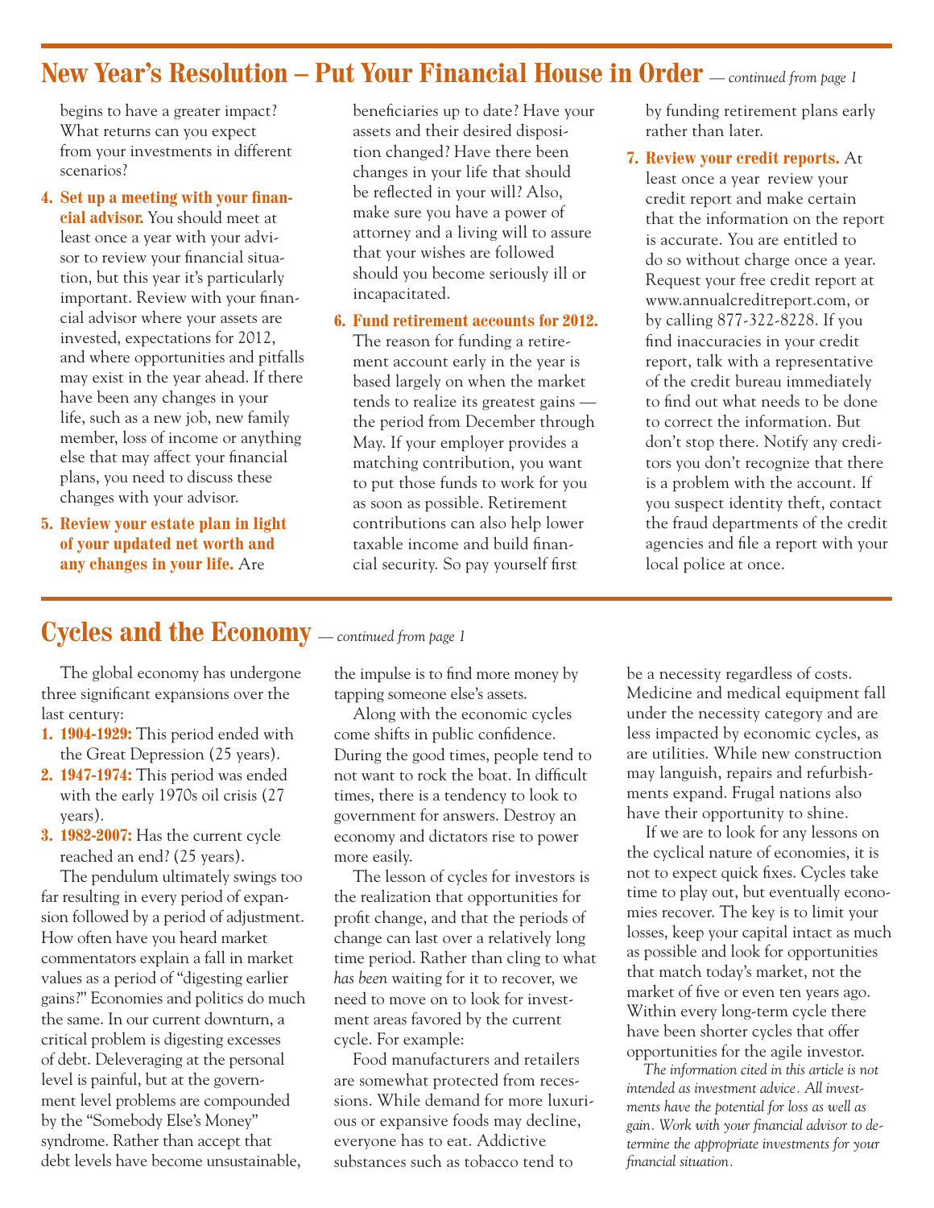## New Year's Resolution – Put Your Financial House in Order *— continued from page 1*

begins to have a greater impact? What returns can you expect from your investments in different scenarios?

4. **Set up a meeting with your financial advisor.** You should meet at least once a year with your advisor to review your financial situation, but this year it's particularly important. Review with your financial advisor where your assets are invested, expectations for 2012, and where opportunities and pitfalls may exist in the year ahead. If there have been any changes in your life, such as a new job, new family member, loss of income or anything else that may affect your financial plans, you need to discuss these changes with your advisor.
5. **Review your estate plan in light of your updated net worth and any changes in your life.** Are beneficiaries up to date? Have your assets and their desired disposition changed? Have there been changes in your life that should be reflected in your will? Also, make sure you have a power of attorney and a living will to assure that your wishes are followed should you become seriously ill or incapacitated.
6. **Fund retirement accounts for 2012.** The reason for funding a retirement account early in the year is based largely on when the market tends to realize its greatest gains — the period from December through May. If your employer provides a matching contribution, you want to put those funds to work for you as soon as possible. Retirement contributions can also help lower taxable income and build financial security. So pay yourself first by funding retirement plans early rather than later.
7. **Review your credit reports.** At least once a year review your credit report and make certain that the information on the report is accurate. You are entitled to do so without charge once a year. Request your free credit report at www.annualcreditreport.com, or by calling 877-322-8228. If you find inaccuracies in your credit report, talk with a representative of the credit bureau immediately to find out what needs to be done to correct the information. But don't stop there. Notify any creditors you don't recognize that there is a problem with the account. If you suspect identity theft, contact the fraud departments of the credit agencies and file a report with your local police at once.

## Cycles and the Economy *— continued from page 1*

The global economy has undergone three significant expansions over the last century:

1. **1904-1929:** This period ended with the Great Depression (25 years).
2. **1947-1974:** This period was ended with the early 1970s oil crisis (27 years).
3. **1982-2007:** Has the current cycle reached an end? (25 years).

The pendulum ultimately swings too far resulting in every period of expansion followed by a period of adjustment. How often have you heard market commentators explain a fall in market values as a period of "digesting earlier gains?" Economies and politics do much the same. In our current downturn, a critical problem is digesting excesses of debt. Deleveraging at the personal level is painful, but at the government level problems are compounded by the "Somebody Else's Money" syndrome. Rather than accept that debt levels have become unsustainable, the impulse is to find more money by tapping someone else's assets.

Along with the economic cycles come shifts in public confidence. During the good times, people tend to not want to rock the boat. In difficult times, there is a tendency to look to government for answers. Destroy an economy and dictators rise to power more easily.

The lesson of cycles for investors is the realization that opportunities for profit change, and that the periods of change can last over a relatively long time period. Rather than cling to what *has been* waiting for it to recover, we need to move on to look for investment areas favored by the current cycle. For example:

Food manufacturers and retailers are somewhat protected from recessions. While demand for more luxurious or expansive foods may decline, everyone has to eat. Addictive substances such as tobacco tend to be a necessity regardless of costs. Medicine and medical equipment fall under the necessity category and are less impacted by economic cycles, as are utilities. While new construction may languish, repairs and refurbishments expand. Frugal nations also have their opportunity to shine.

If we are to look for any lessons on the cyclical nature of economies, it is not to expect quick fixes. Cycles take time to play out, but eventually economies recover. The key is to limit your losses, keep your capital intact as much as possible and look for opportunities that match today's market, not the market of five or even ten years ago. Within every long-term cycle there have been shorter cycles that offer opportunities for the agile investor.

*The information cited in this article is not intended as investment advice. All investments have the potential for loss as well as gain. Work with your financial advisor to determine the appropriate investments for your financial situation.*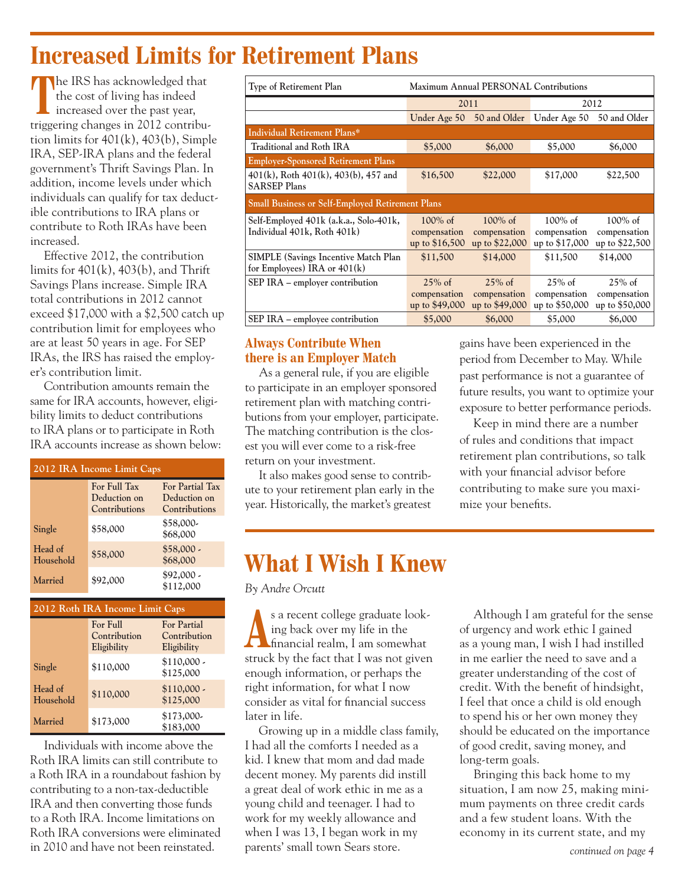# Increased Limits for Retirement Plans

The IRS has acknowledged that the cost of living has indeed increased over the past year, triggering changes in 2012 contribution limits for 401(k), 403(b), Simple IRA, SEP-IRA plans and the federal government's Thrift Savings Plan. In addition, income levels under which individuals can qualify for tax deductible contributions to IRA plans or contribute to Roth IRAs have been increased.

Effective 2012, the contribution limits for 401(k), 403(b), and Thrift Savings Plans increase. Simple IRA total contributions in 2012 cannot exceed $17,000 with a $2,500 catch up contribution limit for employees who are at least 50 years in age. For SEP IRAs, the IRS has raised the employer's contribution limit.

Contribution amounts remain the same for IRA accounts, however, eligibility limits to deduct contributions to IRA plans or to participate in Roth IRA accounts increase as shown below:

| 2012 IRA Income Limit Caps | For Full Tax Deduction on Contributions | For Partial Tax Deduction on Contributions |
|---|---|---|
| Single | $58,000 | $58,000-$68,000 |
| Head of Household | $58,000 | $58,000 - $68,000 |
| Married | $92,000 | $92,000 - $112,000 |

| 2012 Roth IRA Income Limit Caps | For Full Contribution Eligibility | For Partial Contribution Eligibility |
|---|---|---|
| Single | $110,000 | $110,000 - $125,000 |
| Head of Household | $110,000 | $110,000 - $125,000 |
| Married | $173,000 | $173,000-$183,000 |

Individuals with income above the Roth IRA limits can still contribute to a Roth IRA in a roundabout fashion by contributing to a non-tax-deductible IRA and then converting those funds to a Roth IRA. Income limitations on Roth IRA conversions were eliminated in 2010 and have not been reinstated.

| Type of Retirement Plan | Maximum Annual PERSONAL Contributions | | | |
|---|---|---|---|---|
| | 2011 | | 2012 | |
| | Under Age 50 | 50 and Older | Under Age 50 | 50 and Older |
| **Individual Retirement Plans*** | | | | |
| Traditional and Roth IRA | $5,000 | $6,000 | $5,000 | $6,000 |
| **Employer-Sponsored Retirement Plans** | | | | |
| 401(k), Roth 401(k), 403(b), 457 and SARSEP Plans | $16,500 | $22,000 | $17,000 | $22,500 |
| **Small Business or Self-Employed Retirement Plans** | | | | |
| Self-Employed 401k (a.k.a., Solo-401k, Individual 401k, Roth 401k) | 100% of compensation up to $16,500 | 100% of compensation up to $22,000 | 100% of compensation up to $17,000 | 100% of compensation up to $22,500 |
| SIMPLE (Savings Incentive Match Plan for Employees) IRA or 401(k) | $11,500 | $14,000 | $11,500 | $14,000 |
| SEP IRA – employer contribution | 25% of compensation up to $49,000 | 25% of compensation up to $49,000 | 25% of compensation up to $50,000 | 25% of compensation up to $50,000 |
| SEP IRA – employee contribution | $5,000 | $6,000 | $5,000 | $6,000 |

### Always Contribute When there is an Employer Match

As a general rule, if you are eligible to participate in an employer sponsored retirement plan with matching contributions from your employer, participate. The matching contribution is the closest you will ever come to a risk-free return on your investment.

It also makes good sense to contribute to your retirement plan early in the year. Historically, the market's greatest gains have been experienced in the period from December to May. While past performance is not a guarantee of future results, you want to optimize your exposure to better performance periods.

Keep in mind there are a number of rules and conditions that impact retirement plan contributions, so talk with your financial advisor before contributing to make sure you maximize your benefits.

# What I Wish I Knew

*By Andre Orcutt*

As a recent college graduate looking back over my life in the financial realm, I am somewhat struck by the fact that I was not given enough information, or perhaps the right information, for what I now consider as vital for financial success later in life.

Growing up in a middle class family, I had all the comforts I needed as a kid. I knew that mom and dad made decent money. My parents did instill a great deal of work ethic in me as a young child and teenager. I had to work for my weekly allowance and when I was 13, I began work in my parents' small town Sears store.

Although I am grateful for the sense of urgency and work ethic I gained as a young man, I wish I had instilled in me earlier the need to save and a greater understanding of the cost of credit. With the benefit of hindsight, I feel that once a child is old enough to spend his or her own money they should be educated on the importance of good credit, saving money, and long-term goals.

Bringing this back home to my situation, I am now 25, making minimum payments on three credit cards and a few student loans. With the economy in its current state, and my

*continued on page 4*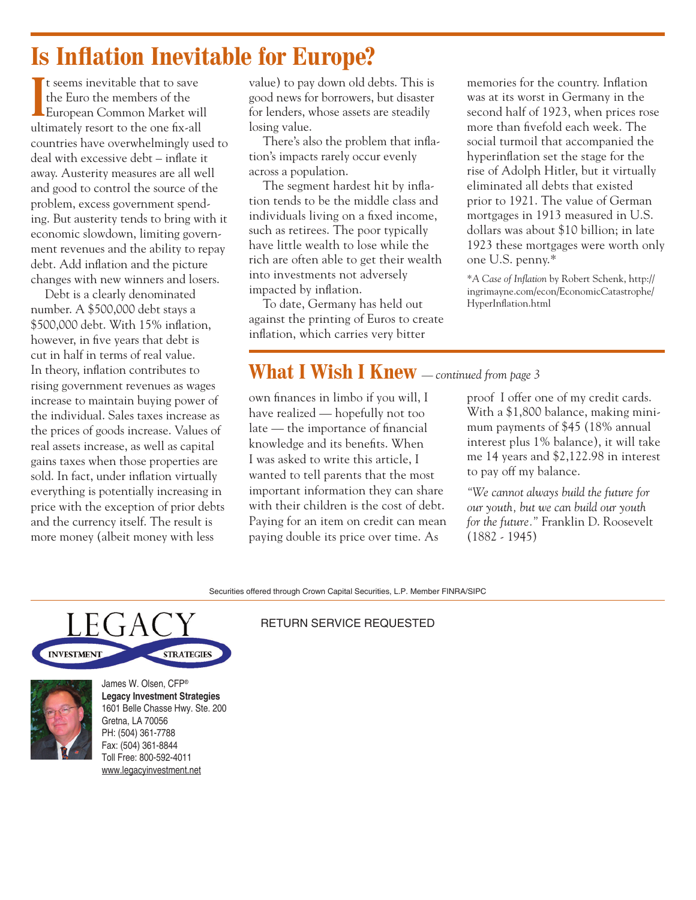# Is Inflation Inevitable for Europe?

It seems inevitable that to save the Euro the members of the European Common Market will ultimately resort to the one fix-all countries have overwhelmingly used to deal with excessive debt – inflate it away. Austerity measures are all well and good to control the source of the problem, excess government spending. But austerity tends to bring with it economic slowdown, limiting government revenues and the ability to repay debt. Add inflation and the picture changes with new winners and losers.

Debt is a clearly denominated number. A $500,000 debt stays a $500,000 debt. With 15% inflation, however, in five years that debt is cut in half in terms of real value. In theory, inflation contributes to rising government revenues as wages increase to maintain buying power of the individual. Sales taxes increase as the prices of goods increase. Values of real assets increase, as well as capital gains taxes when those properties are sold. In fact, under inflation virtually everything is potentially increasing in price with the exception of prior debts and the currency itself. The result is more money (albeit money with less value) to pay down old debts. This is good news for borrowers, but disaster for lenders, whose assets are steadily losing value.

There's also the problem that inflation's impacts rarely occur evenly across a population.

The segment hardest hit by inflation tends to be the middle class and individuals living on a fixed income, such as retirees. The poor typically have little wealth to lose while the rich are often able to get their wealth into investments not adversely impacted by inflation.

To date, Germany has held out against the printing of Euros to create inflation, which carries very bitter memories for the country. Inflation was at its worst in Germany in the second half of 1923, when prices rose more than fivefold each week. The social turmoil that accompanied the hyperinflation set the stage for the rise of Adolph Hitler, but it virtually eliminated all debts that existed prior to 1921. The value of German mortgages in 1913 measured in U.S. dollars was about $10 billion; in late 1923 these mortgages were worth only one U.S. penny.*

*A *Case of Inflation* by Robert Schenk, http://ingrimayne.com/econ/EconomicCatastrophe/HyperInflation.html

## What I Wish I Knew *— continued from page 3*

own finances in limbo if you will, I have realized — hopefully not too late — the importance of financial knowledge and its benefits. When I was asked to write this article, I wanted to tell parents that the most important information they can share with their children is the cost of debt. Paying for an item on credit can mean paying double its price over time. As proof I offer one of my credit cards. With a $1,800 balance, making minimum payments of $45 (18% annual interest plus 1% balance), it will take me 14 years and $2,122.98 in interest to pay off my balance.

*"We cannot always build the future for our youth, but we can build our youth for the future."* Franklin D. Roosevelt (1882 - 1945)

Securities offered through Crown Capital Securities, L.P. Member FINRA/SIPC

LEGACY
INVESTMENT STRATEGIES

RETURN SERVICE REQUESTED

James W. Olsen, CFP®
**Legacy Investment Strategies**
1601 Belle Chasse Hwy. Ste. 200
Gretna, LA 70056
PH: (504) 361-7788
Fax: (504) 361-8844
Toll Free: 800-592-4011
www.legacyinvestment.net